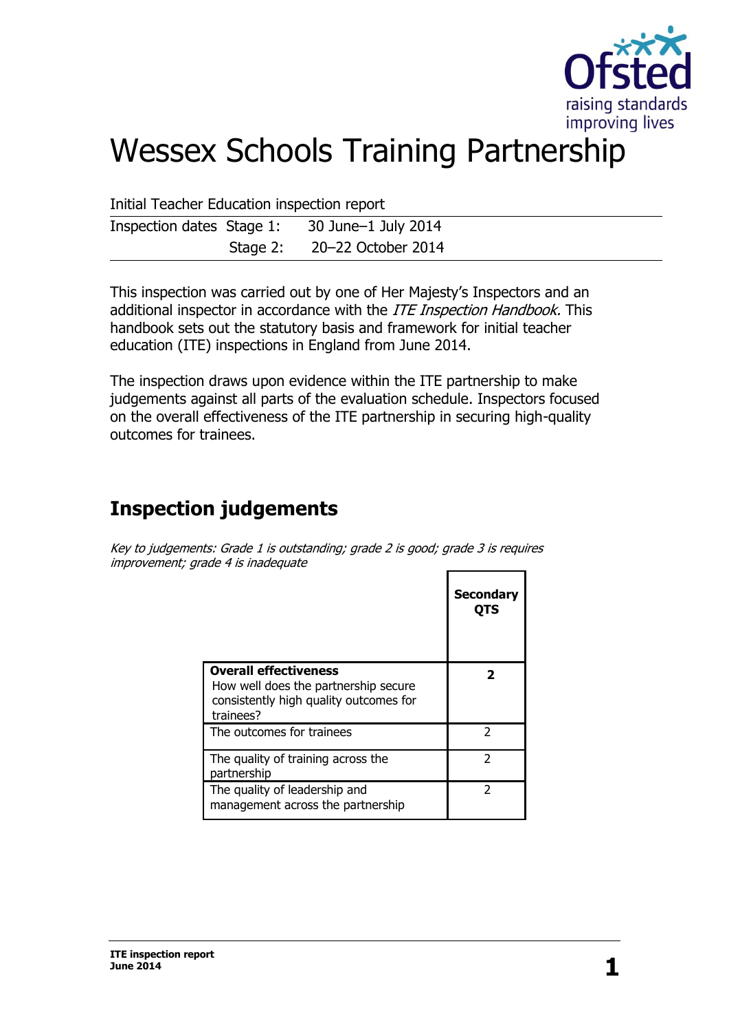# Wessex Schools Training Partnership

Initial Teacher Education inspection report

| Inspection dates | Stage 1: | 30 June–1 July 2014 |
|---|---|---|
| | Stage 2: | 20–22 October 2014 |

This inspection was carried out by one of Her Majesty's Inspectors and an additional inspector in accordance with the *ITE Inspection Handbook.* This handbook sets out the statutory basis and framework for initial teacher education (ITE) inspections in England from June 2014.

The inspection draws upon evidence within the ITE partnership to make judgements against all parts of the evaluation schedule. Inspectors focused on the overall effectiveness of the ITE partnership in securing high-quality outcomes for trainees.

## Inspection judgements

*Key to judgements: Grade 1 is outstanding; grade 2 is good; grade 3 is requires improvement; grade 4 is inadequate*

| | **Secondary QTS** |
|---|---|
| **Overall effectiveness** How well does the partnership secure consistently high quality outcomes for trainees? | **2** |
| The outcomes for trainees | 2 |
| The quality of training across the partnership | 2 |
| The quality of leadership and management across the partnership | 2 |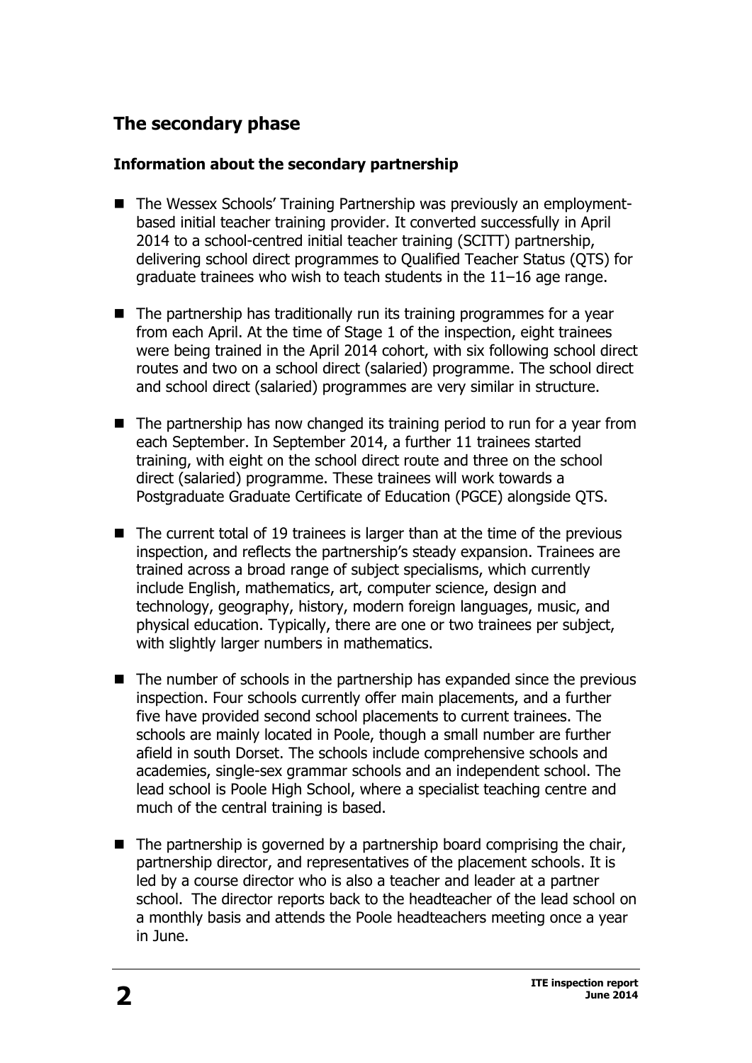## The secondary phase

### Information about the secondary partnership

- The Wessex Schools' Training Partnership was previously an employment-based initial teacher training provider. It converted successfully in April 2014 to a school-centred initial teacher training (SCITT) partnership, delivering school direct programmes to Qualified Teacher Status (QTS) for graduate trainees who wish to teach students in the 11–16 age range.

- The partnership has traditionally run its training programmes for a year from each April. At the time of Stage 1 of the inspection, eight trainees were being trained in the April 2014 cohort, with six following school direct routes and two on a school direct (salaried) programme. The school direct and school direct (salaried) programmes are very similar in structure.

- The partnership has now changed its training period to run for a year from each September. In September 2014, a further 11 trainees started training, with eight on the school direct route and three on the school direct (salaried) programme. These trainees will work towards a Postgraduate Graduate Certificate of Education (PGCE) alongside QTS.

- The current total of 19 trainees is larger than at the time of the previous inspection, and reflects the partnership's steady expansion. Trainees are trained across a broad range of subject specialisms, which currently include English, mathematics, art, computer science, design and technology, geography, history, modern foreign languages, music, and physical education. Typically, there are one or two trainees per subject, with slightly larger numbers in mathematics.

- The number of schools in the partnership has expanded since the previous inspection. Four schools currently offer main placements, and a further five have provided second school placements to current trainees. The schools are mainly located in Poole, though a small number are further afield in south Dorset. The schools include comprehensive schools and academies, single-sex grammar schools and an independent school. The lead school is Poole High School, where a specialist teaching centre and much of the central training is based.

- The partnership is governed by a partnership board comprising the chair, partnership director, and representatives of the placement schools. It is led by a course director who is also a teacher and leader at a partner school. The director reports back to the headteacher of the lead school on a monthly basis and attends the Poole headteachers meeting once a year in June.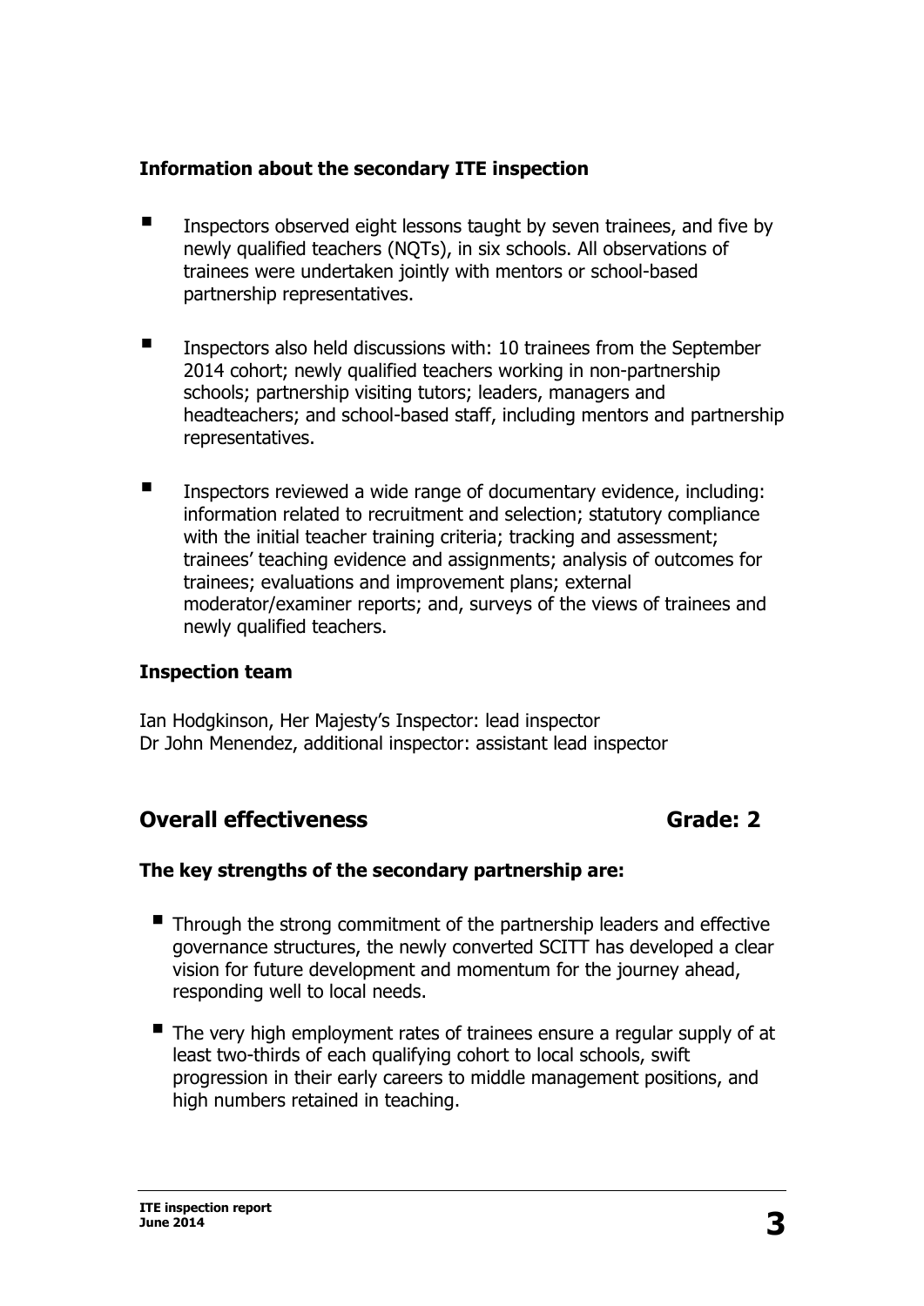### Information about the secondary ITE inspection

- Inspectors observed eight lessons taught by seven trainees, and five by newly qualified teachers (NQTs), in six schools. All observations of trainees were undertaken jointly with mentors or school-based partnership representatives.
- Inspectors also held discussions with: 10 trainees from the September 2014 cohort; newly qualified teachers working in non-partnership schools; partnership visiting tutors; leaders, managers and headteachers; and school-based staff, including mentors and partnership representatives.
- Inspectors reviewed a wide range of documentary evidence, including: information related to recruitment and selection; statutory compliance with the initial teacher training criteria; tracking and assessment; trainees' teaching evidence and assignments; analysis of outcomes for trainees; evaluations and improvement plans; external moderator/examiner reports; and, surveys of the views of trainees and newly qualified teachers.

### Inspection team

Ian Hodgkinson, Her Majesty's Inspector: lead inspector
Dr John Menendez, additional inspector: assistant lead inspector

## Overall effectiveness Grade: 2

### The key strengths of the secondary partnership are:

- Through the strong commitment of the partnership leaders and effective governance structures, the newly converted SCITT has developed a clear vision for future development and momentum for the journey ahead, responding well to local needs.
- The very high employment rates of trainees ensure a regular supply of at least two-thirds of each qualifying cohort to local schools, swift progression in their early careers to middle management positions, and high numbers retained in teaching.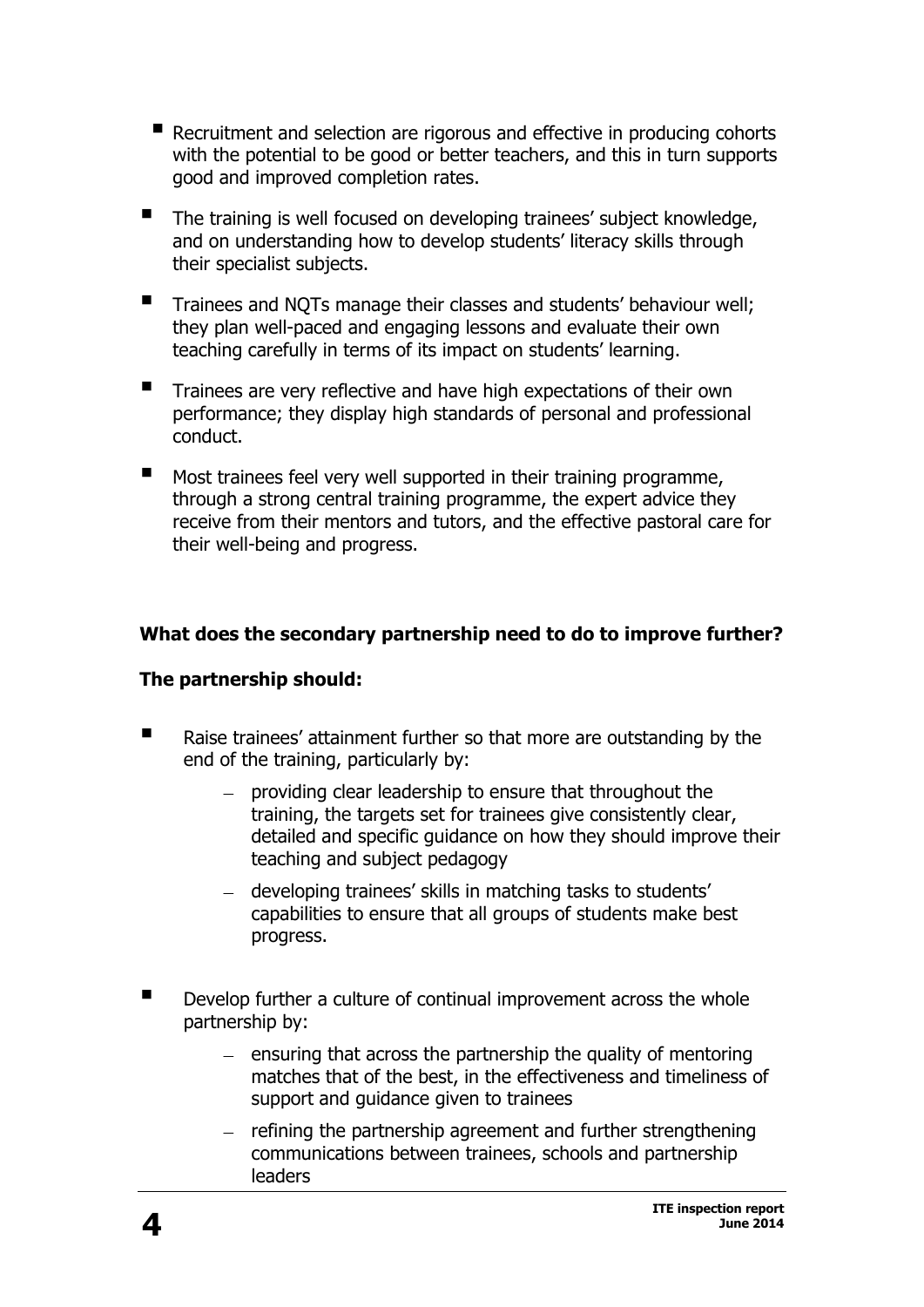- Recruitment and selection are rigorous and effective in producing cohorts with the potential to be good or better teachers, and this in turn supports good and improved completion rates.
- The training is well focused on developing trainees' subject knowledge, and on understanding how to develop students' literacy skills through their specialist subjects.
- Trainees and NQTs manage their classes and students' behaviour well; they plan well-paced and engaging lessons and evaluate their own teaching carefully in terms of its impact on students' learning.
- Trainees are very reflective and have high expectations of their own performance; they display high standards of personal and professional conduct.
- Most trainees feel very well supported in their training programme, through a strong central training programme, the expert advice they receive from their mentors and tutors, and the effective pastoral care for their well-being and progress.

**What does the secondary partnership need to do to improve further?**

**The partnership should:**

- Raise trainees' attainment further so that more are outstanding by the end of the training, particularly by:
  - providing clear leadership to ensure that throughout the training, the targets set for trainees give consistently clear, detailed and specific guidance on how they should improve their teaching and subject pedagogy
  - developing trainees' skills in matching tasks to students' capabilities to ensure that all groups of students make best progress.
- Develop further a culture of continual improvement across the whole partnership by:
  - ensuring that across the partnership the quality of mentoring matches that of the best, in the effectiveness and timeliness of support and guidance given to trainees
  - refining the partnership agreement and further strengthening communications between trainees, schools and partnership leaders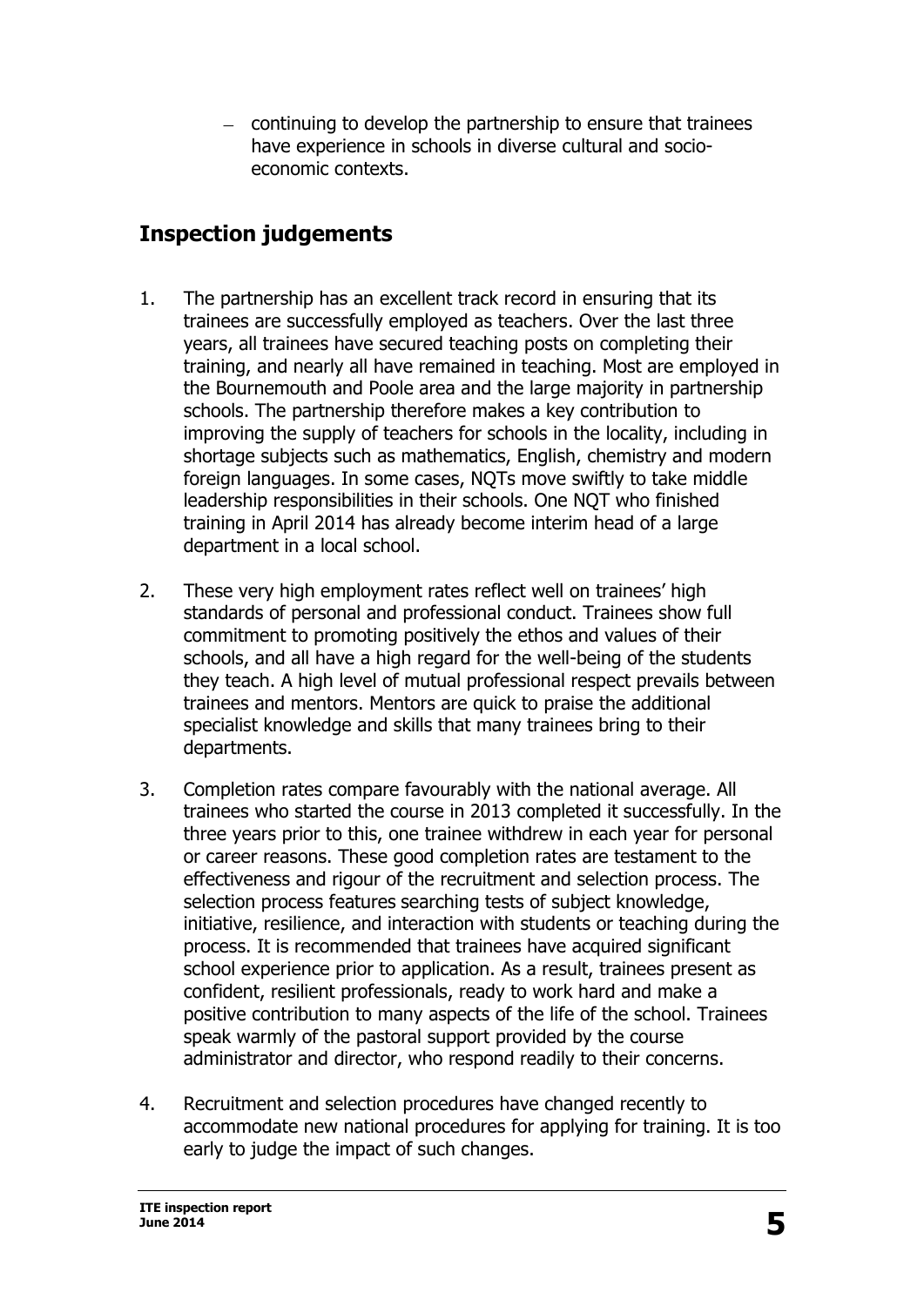– continuing to develop the partnership to ensure that trainees have experience in schools in diverse cultural and socio-economic contexts.

## Inspection judgements

1. The partnership has an excellent track record in ensuring that its trainees are successfully employed as teachers. Over the last three years, all trainees have secured teaching posts on completing their training, and nearly all have remained in teaching. Most are employed in the Bournemouth and Poole area and the large majority in partnership schools. The partnership therefore makes a key contribution to improving the supply of teachers for schools in the locality, including in shortage subjects such as mathematics, English, chemistry and modern foreign languages. In some cases, NQTs move swiftly to take middle leadership responsibilities in their schools. One NQT who finished training in April 2014 has already become interim head of a large department in a local school.

2. These very high employment rates reflect well on trainees' high standards of personal and professional conduct. Trainees show full commitment to promoting positively the ethos and values of their schools, and all have a high regard for the well-being of the students they teach. A high level of mutual professional respect prevails between trainees and mentors. Mentors are quick to praise the additional specialist knowledge and skills that many trainees bring to their departments.

3. Completion rates compare favourably with the national average. All trainees who started the course in 2013 completed it successfully. In the three years prior to this, one trainee withdrew in each year for personal or career reasons. These good completion rates are testament to the effectiveness and rigour of the recruitment and selection process. The selection process features searching tests of subject knowledge, initiative, resilience, and interaction with students or teaching during the process. It is recommended that trainees have acquired significant school experience prior to application. As a result, trainees present as confident, resilient professionals, ready to work hard and make a positive contribution to many aspects of the life of the school. Trainees speak warmly of the pastoral support provided by the course administrator and director, who respond readily to their concerns.

4. Recruitment and selection procedures have changed recently to accommodate new national procedures for applying for training. It is too early to judge the impact of such changes.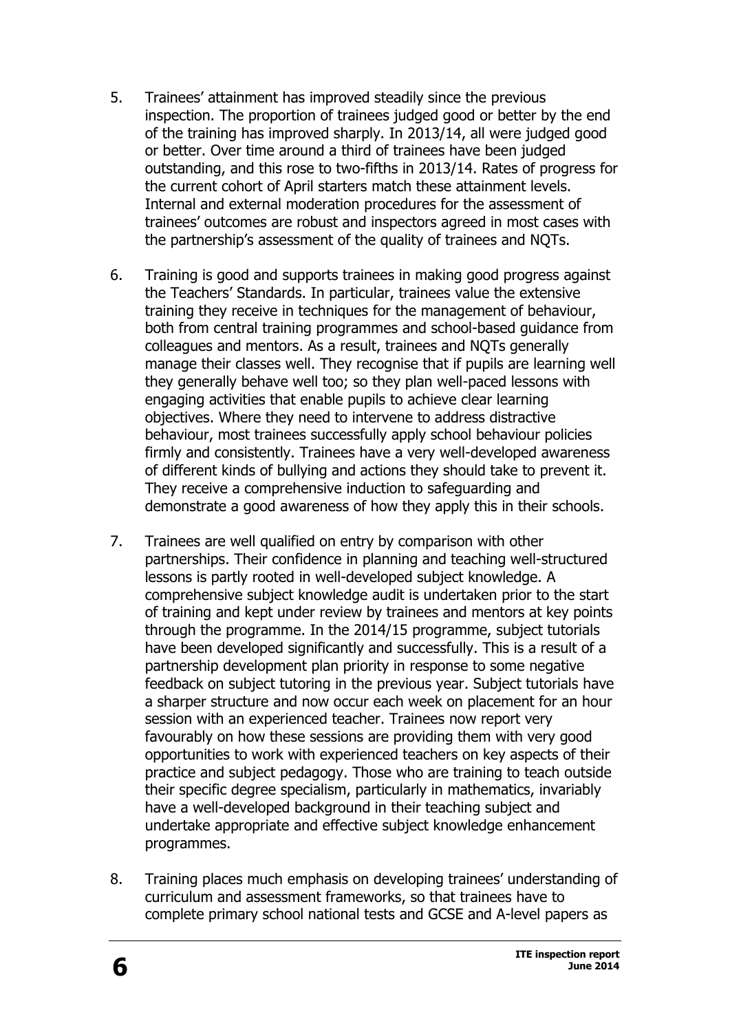5. Trainees' attainment has improved steadily since the previous inspection. The proportion of trainees judged good or better by the end of the training has improved sharply. In 2013/14, all were judged good or better. Over time around a third of trainees have been judged outstanding, and this rose to two-fifths in 2013/14. Rates of progress for the current cohort of April starters match these attainment levels. Internal and external moderation procedures for the assessment of trainees' outcomes are robust and inspectors agreed in most cases with the partnership's assessment of the quality of trainees and NQTs.

6. Training is good and supports trainees in making good progress against the Teachers' Standards. In particular, trainees value the extensive training they receive in techniques for the management of behaviour, both from central training programmes and school-based guidance from colleagues and mentors. As a result, trainees and NQTs generally manage their classes well. They recognise that if pupils are learning well they generally behave well too; so they plan well-paced lessons with engaging activities that enable pupils to achieve clear learning objectives. Where they need to intervene to address distractive behaviour, most trainees successfully apply school behaviour policies firmly and consistently. Trainees have a very well-developed awareness of different kinds of bullying and actions they should take to prevent it. They receive a comprehensive induction to safeguarding and demonstrate a good awareness of how they apply this in their schools.

7. Trainees are well qualified on entry by comparison with other partnerships. Their confidence in planning and teaching well-structured lessons is partly rooted in well-developed subject knowledge. A comprehensive subject knowledge audit is undertaken prior to the start of training and kept under review by trainees and mentors at key points through the programme. In the 2014/15 programme, subject tutorials have been developed significantly and successfully. This is a result of a partnership development plan priority in response to some negative feedback on subject tutoring in the previous year. Subject tutorials have a sharper structure and now occur each week on placement for an hour session with an experienced teacher. Trainees now report very favourably on how these sessions are providing them with very good opportunities to work with experienced teachers on key aspects of their practice and subject pedagogy. Those who are training to teach outside their specific degree specialism, particularly in mathematics, invariably have a well-developed background in their teaching subject and undertake appropriate and effective subject knowledge enhancement programmes.

8. Training places much emphasis on developing trainees' understanding of curriculum and assessment frameworks, so that trainees have to complete primary school national tests and GCSE and A-level papers as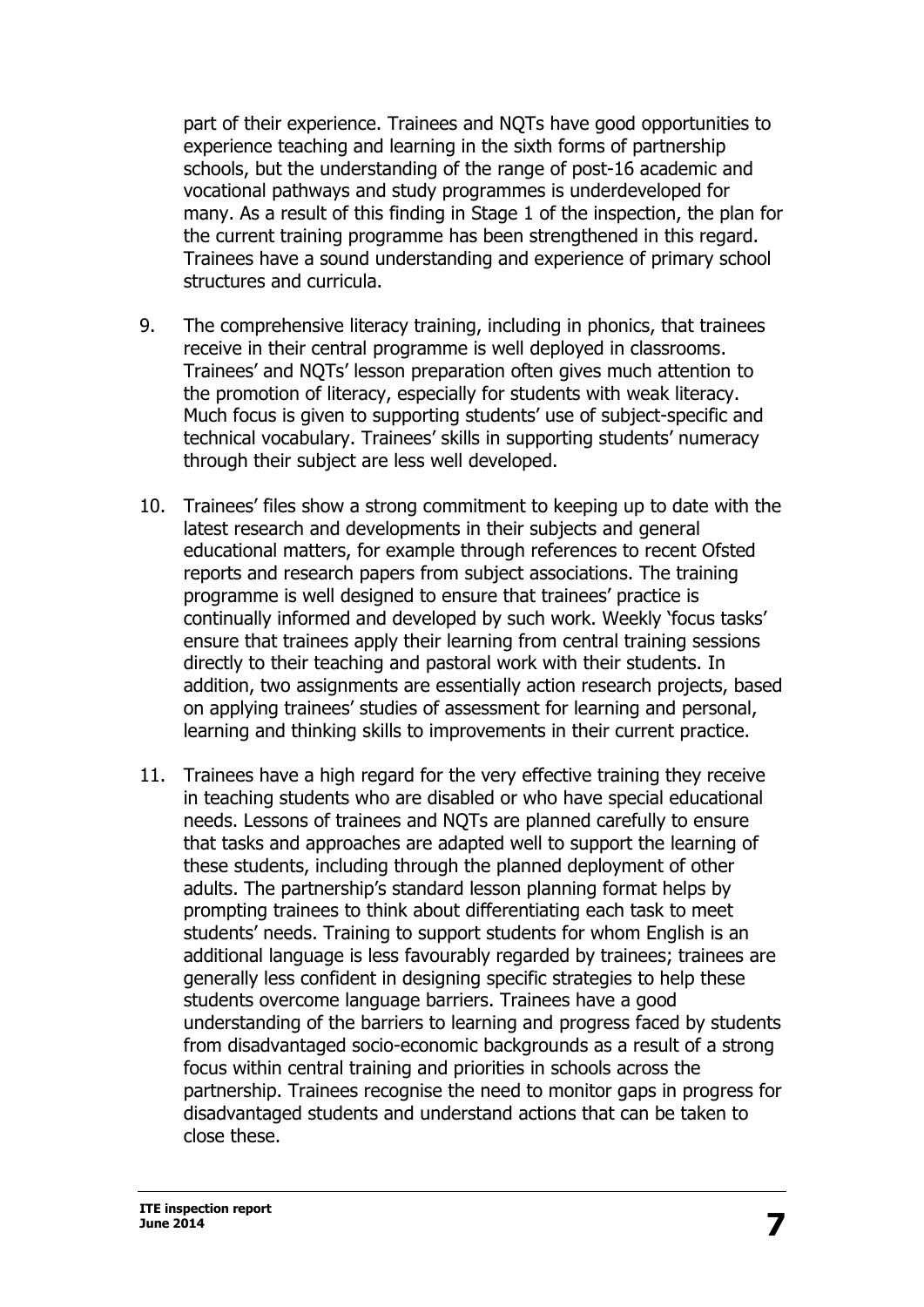part of their experience. Trainees and NQTs have good opportunities to experience teaching and learning in the sixth forms of partnership schools, but the understanding of the range of post-16 academic and vocational pathways and study programmes is underdeveloped for many. As a result of this finding in Stage 1 of the inspection, the plan for the current training programme has been strengthened in this regard. Trainees have a sound understanding and experience of primary school structures and curricula.

9. The comprehensive literacy training, including in phonics, that trainees receive in their central programme is well deployed in classrooms. Trainees' and NQTs' lesson preparation often gives much attention to the promotion of literacy, especially for students with weak literacy. Much focus is given to supporting students' use of subject-specific and technical vocabulary. Trainees' skills in supporting students' numeracy through their subject are less well developed.

10. Trainees' files show a strong commitment to keeping up to date with the latest research and developments in their subjects and general educational matters, for example through references to recent Ofsted reports and research papers from subject associations. The training programme is well designed to ensure that trainees' practice is continually informed and developed by such work. Weekly 'focus tasks' ensure that trainees apply their learning from central training sessions directly to their teaching and pastoral work with their students. In addition, two assignments are essentially action research projects, based on applying trainees' studies of assessment for learning and personal, learning and thinking skills to improvements in their current practice.

11. Trainees have a high regard for the very effective training they receive in teaching students who are disabled or who have special educational needs. Lessons of trainees and NQTs are planned carefully to ensure that tasks and approaches are adapted well to support the learning of these students, including through the planned deployment of other adults. The partnership's standard lesson planning format helps by prompting trainees to think about differentiating each task to meet students' needs. Training to support students for whom English is an additional language is less favourably regarded by trainees; trainees are generally less confident in designing specific strategies to help these students overcome language barriers. Trainees have a good understanding of the barriers to learning and progress faced by students from disadvantaged socio-economic backgrounds as a result of a strong focus within central training and priorities in schools across the partnership. Trainees recognise the need to monitor gaps in progress for disadvantaged students and understand actions that can be taken to close these.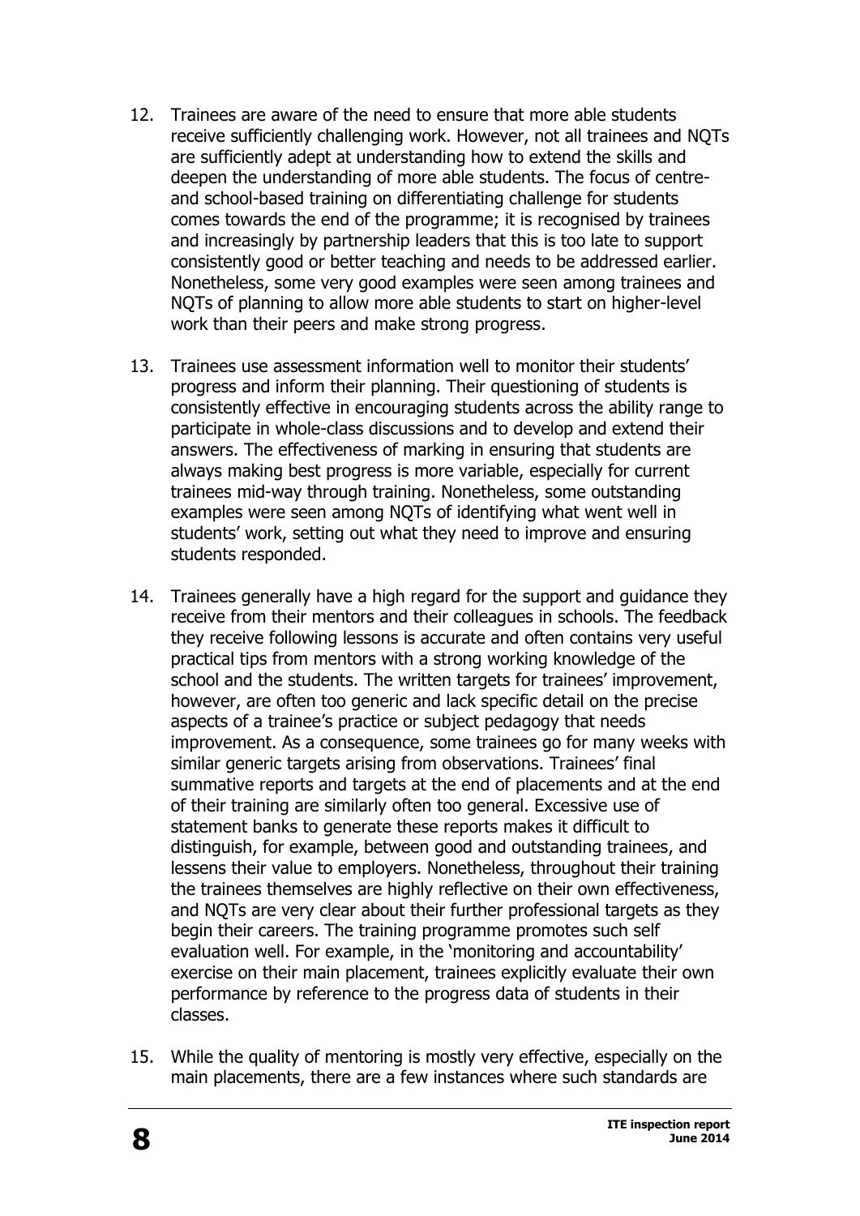12. Trainees are aware of the need to ensure that more able students receive sufficiently challenging work. However, not all trainees and NQTs are sufficiently adept at understanding how to extend the skills and deepen the understanding of more able students. The focus of centre- and school-based training on differentiating challenge for students comes towards the end of the programme; it is recognised by trainees and increasingly by partnership leaders that this is too late to support consistently good or better teaching and needs to be addressed earlier. Nonetheless, some very good examples were seen among trainees and NQTs of planning to allow more able students to start on higher-level work than their peers and make strong progress.

13. Trainees use assessment information well to monitor their students' progress and inform their planning. Their questioning of students is consistently effective in encouraging students across the ability range to participate in whole-class discussions and to develop and extend their answers. The effectiveness of marking in ensuring that students are always making best progress is more variable, especially for current trainees mid-way through training. Nonetheless, some outstanding examples were seen among NQTs of identifying what went well in students' work, setting out what they need to improve and ensuring students responded.

14. Trainees generally have a high regard for the support and guidance they receive from their mentors and their colleagues in schools. The feedback they receive following lessons is accurate and often contains very useful practical tips from mentors with a strong working knowledge of the school and the students. The written targets for trainees' improvement, however, are often too generic and lack specific detail on the precise aspects of a trainee's practice or subject pedagogy that needs improvement. As a consequence, some trainees go for many weeks with similar generic targets arising from observations. Trainees' final summative reports and targets at the end of placements and at the end of their training are similarly often too general. Excessive use of statement banks to generate these reports makes it difficult to distinguish, for example, between good and outstanding trainees, and lessens their value to employers. Nonetheless, throughout their training the trainees themselves are highly reflective on their own effectiveness, and NQTs are very clear about their further professional targets as they begin their careers. The training programme promotes such self evaluation well. For example, in the 'monitoring and accountability' exercise on their main placement, trainees explicitly evaluate their own performance by reference to the progress data of students in their classes.

15. While the quality of mentoring is mostly very effective, especially on the main placements, there are a few instances where such standards are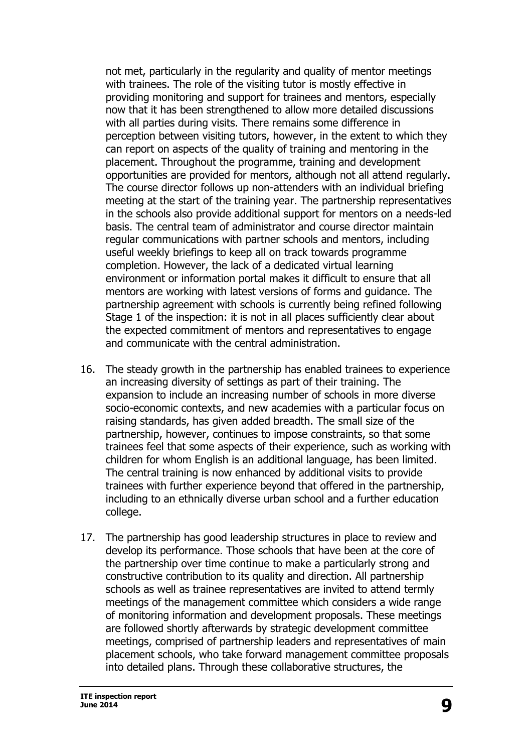not met, particularly in the regularity and quality of mentor meetings with trainees. The role of the visiting tutor is mostly effective in providing monitoring and support for trainees and mentors, especially now that it has been strengthened to allow more detailed discussions with all parties during visits. There remains some difference in perception between visiting tutors, however, in the extent to which they can report on aspects of the quality of training and mentoring in the placement. Throughout the programme, training and development opportunities are provided for mentors, although not all attend regularly. The course director follows up non-attenders with an individual briefing meeting at the start of the training year. The partnership representatives in the schools also provide additional support for mentors on a needs-led basis. The central team of administrator and course director maintain regular communications with partner schools and mentors, including useful weekly briefings to keep all on track towards programme completion. However, the lack of a dedicated virtual learning environment or information portal makes it difficult to ensure that all mentors are working with latest versions of forms and guidance. The partnership agreement with schools is currently being refined following Stage 1 of the inspection: it is not in all places sufficiently clear about the expected commitment of mentors and representatives to engage and communicate with the central administration.

16. The steady growth in the partnership has enabled trainees to experience an increasing diversity of settings as part of their training. The expansion to include an increasing number of schools in more diverse socio-economic contexts, and new academies with a particular focus on raising standards, has given added breadth. The small size of the partnership, however, continues to impose constraints, so that some trainees feel that some aspects of their experience, such as working with children for whom English is an additional language, has been limited. The central training is now enhanced by additional visits to provide trainees with further experience beyond that offered in the partnership, including to an ethnically diverse urban school and a further education college.

17. The partnership has good leadership structures in place to review and develop its performance. Those schools that have been at the core of the partnership over time continue to make a particularly strong and constructive contribution to its quality and direction. All partnership schools as well as trainee representatives are invited to attend termly meetings of the management committee which considers a wide range of monitoring information and development proposals. These meetings are followed shortly afterwards by strategic development committee meetings, comprised of partnership leaders and representatives of main placement schools, who take forward management committee proposals into detailed plans. Through these collaborative structures, the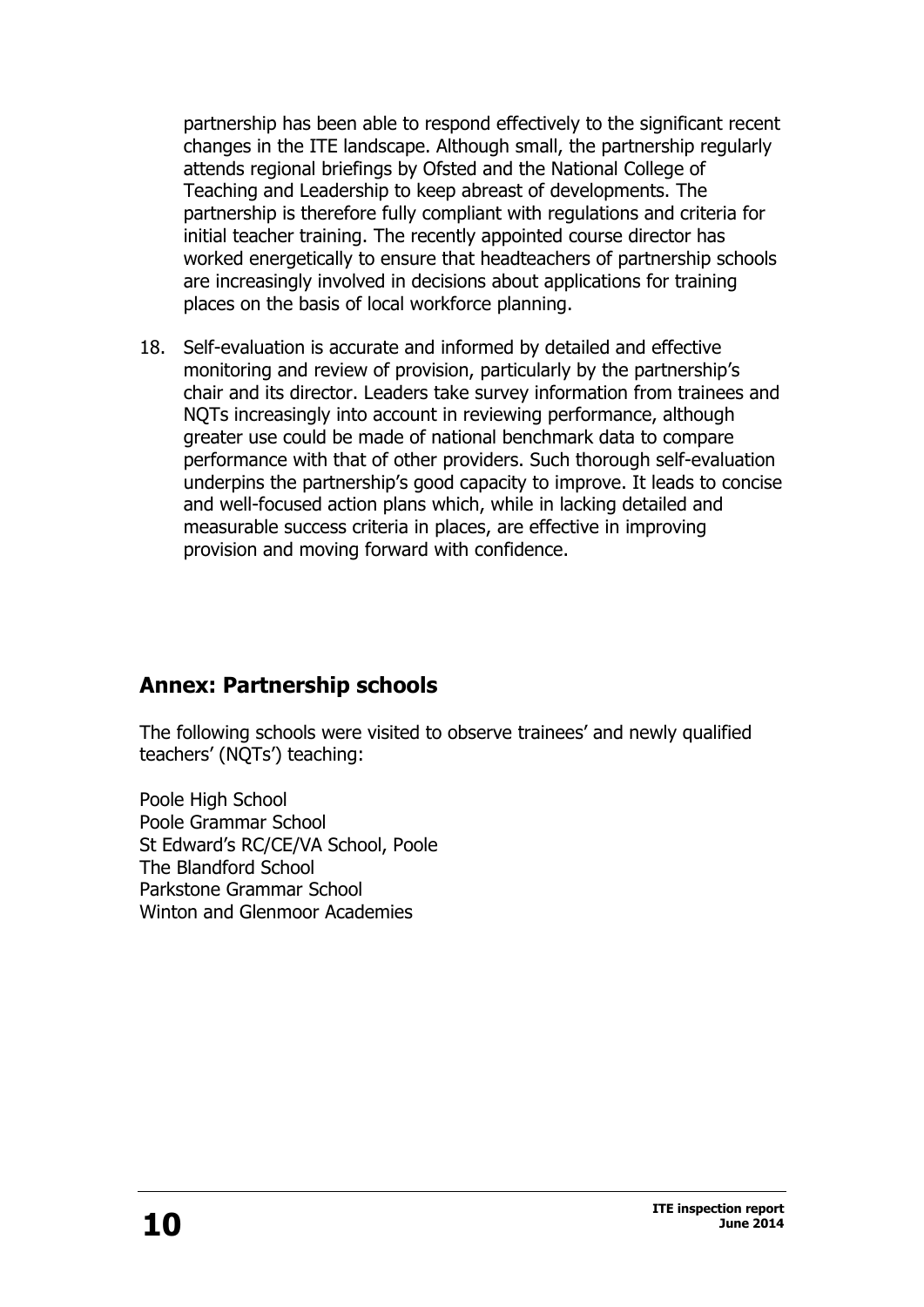partnership has been able to respond effectively to the significant recent changes in the ITE landscape. Although small, the partnership regularly attends regional briefings by Ofsted and the National College of Teaching and Leadership to keep abreast of developments. The partnership is therefore fully compliant with regulations and criteria for initial teacher training. The recently appointed course director has worked energetically to ensure that headteachers of partnership schools are increasingly involved in decisions about applications for training places on the basis of local workforce planning.

18. Self-evaluation is accurate and informed by detailed and effective monitoring and review of provision, particularly by the partnership's chair and its director. Leaders take survey information from trainees and NQTs increasingly into account in reviewing performance, although greater use could be made of national benchmark data to compare performance with that of other providers. Such thorough self-evaluation underpins the partnership's good capacity to improve. It leads to concise and well-focused action plans which, while in lacking detailed and measurable success criteria in places, are effective in improving provision and moving forward with confidence.

## Annex: Partnership schools

The following schools were visited to observe trainees' and newly qualified teachers' (NQTs') teaching:

Poole High School  
Poole Grammar School  
St Edward's RC/CE/VA School, Poole  
The Blandford School  
Parkstone Grammar School  
Winton and Glenmoor Academies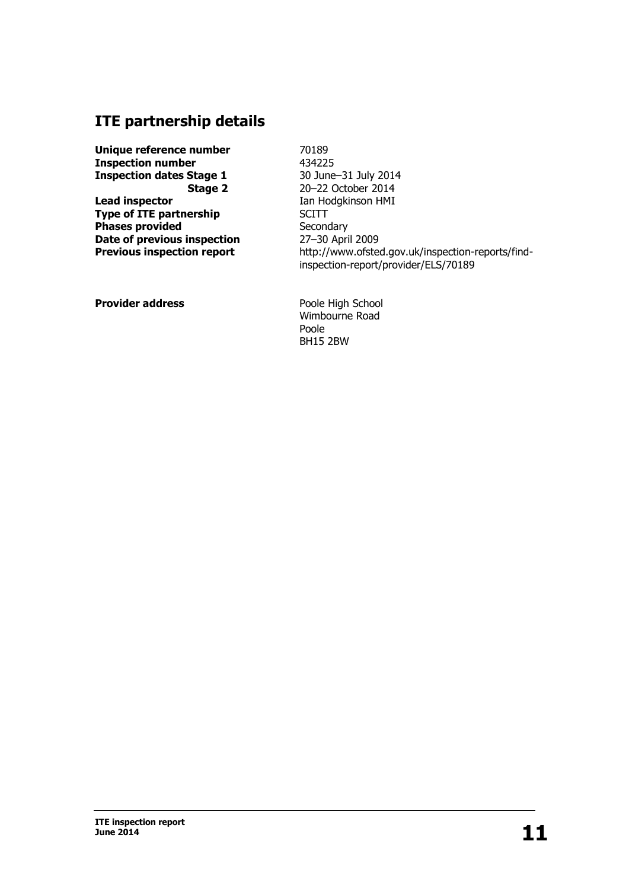## ITE partnership details

| | |
|---|---|
| **Unique reference number** | 70189 |
| **Inspection number** | 434225 |
| **Inspection dates Stage 1** | 30 June–31 July 2014 |
| **Stage 2** | 20–22 October 2014 |
| **Lead inspector** | Ian Hodgkinson HMI |
| **Type of ITE partnership** | SCITT |
| **Phases provided** | Secondary |
| **Date of previous inspection** | 27–30 April 2009 |
| **Previous inspection report** | http://www.ofsted.gov.uk/inspection-reports/find-inspection-report/provider/ELS/70189 |

**Provider address**

Poole High School
Wimbourne Road
Poole
BH15 2BW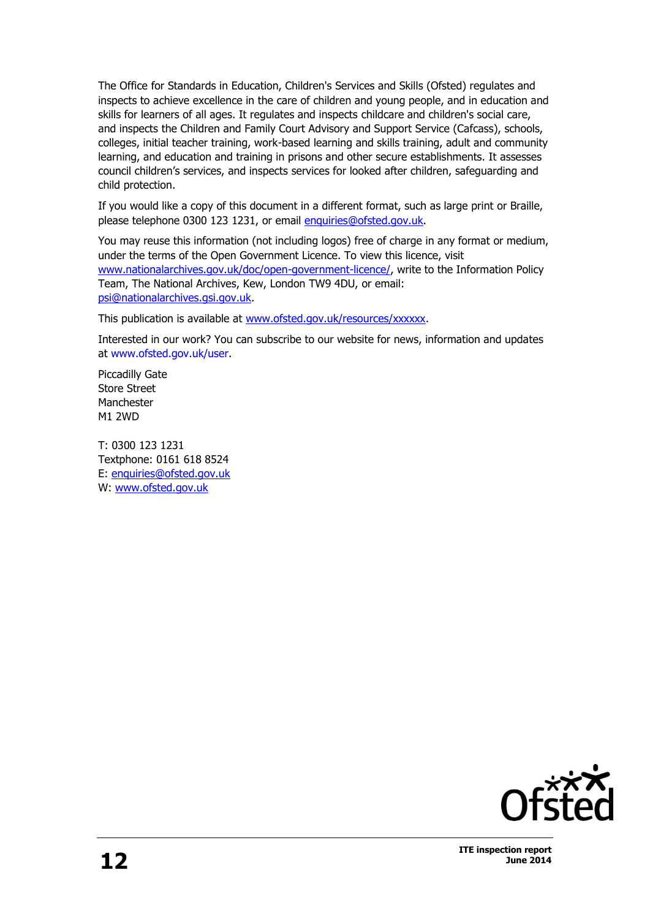The Office for Standards in Education, Children's Services and Skills (Ofsted) regulates and inspects to achieve excellence in the care of children and young people, and in education and skills for learners of all ages. It regulates and inspects childcare and children's social care, and inspects the Children and Family Court Advisory and Support Service (Cafcass), schools, colleges, initial teacher training, work-based learning and skills training, adult and community learning, and education and training in prisons and other secure establishments. It assesses council children's services, and inspects services for looked after children, safeguarding and child protection.

If you would like a copy of this document in a different format, such as large print or Braille, please telephone 0300 123 1231, or email enquiries@ofsted.gov.uk.

You may reuse this information (not including logos) free of charge in any format or medium, under the terms of the Open Government Licence. To view this licence, visit www.nationalarchives.gov.uk/doc/open-government-licence/, write to the Information Policy Team, The National Archives, Kew, London TW9 4DU, or email: psi@nationalarchives.gsi.gov.uk.

This publication is available at www.ofsted.gov.uk/resources/xxxxxx.

Interested in our work? You can subscribe to our website for news, information and updates at www.ofsted.gov.uk/user.

Piccadilly Gate
Store Street
Manchester
M1 2WD

T: 0300 123 1231
Textphone: 0161 618 8524
E: enquiries@ofsted.gov.uk
W: www.ofsted.gov.uk